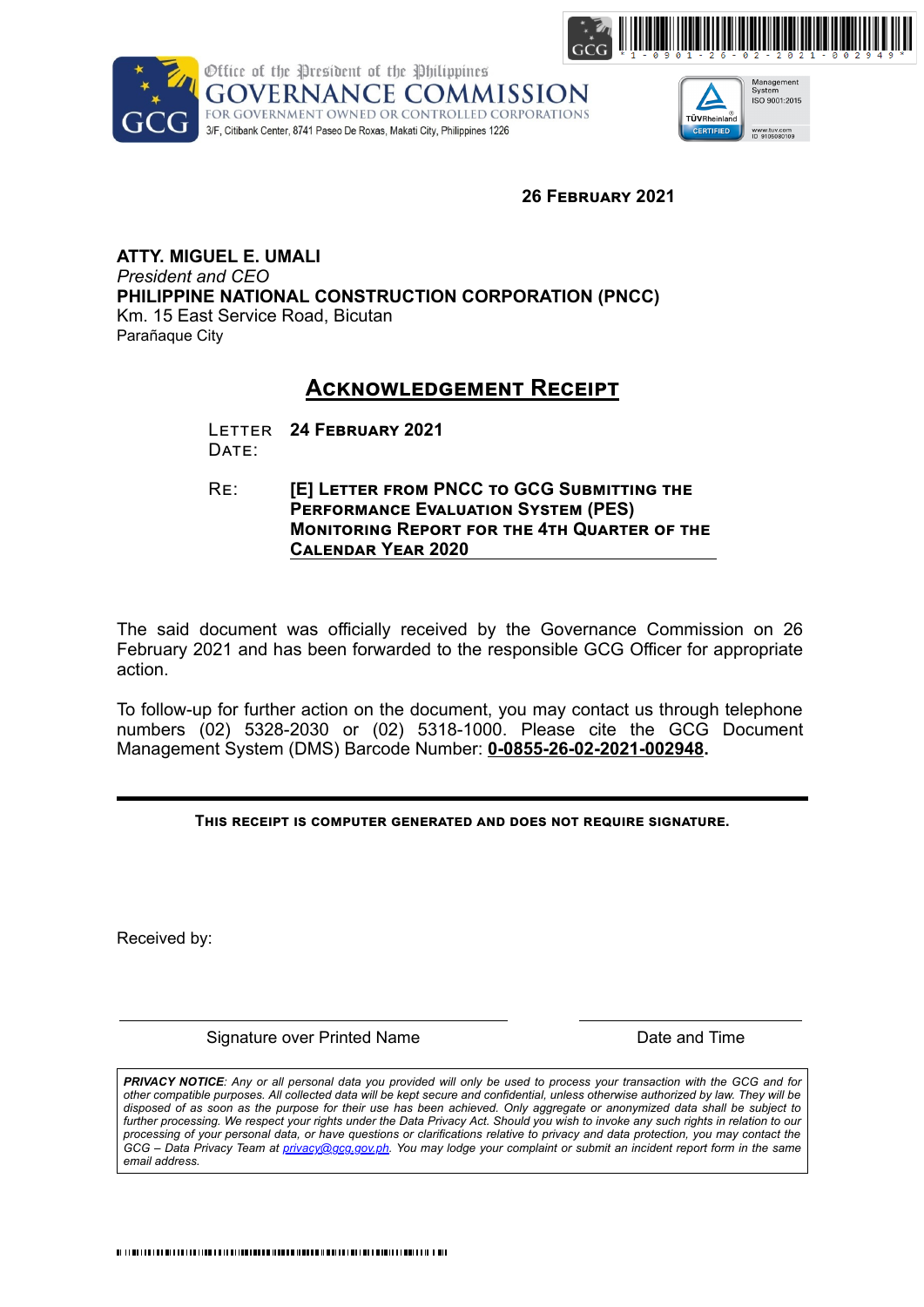Office of the President of the Philippines
**GOVERNANCE COMMISSION**
FOR GOVERNMENT OWNED OR CONTROLLED CORPORATIONS
3/F, Citibank Center, 8741 Paseo De Roxas, Makati City, Philippines 1226

**26 FEBRUARY 2021**

**ATTY. MIGUEL E. UMALI**
*President and CEO*
**PHILIPPINE NATIONAL CONSTRUCTION CORPORATION (PNCC)**
Km. 15 East Service Road, Bicutan
Parañaque City

## ACKNOWLEDGEMENT RECEIPT

LETTER DATE: **24 FEBRUARY 2021**

RE: **[E] LETTER FROM PNCC TO GCG SUBMITTING THE PERFORMANCE EVALUATION SYSTEM (PES) MONITORING REPORT FOR THE 4TH QUARTER OF THE CALENDAR YEAR 2020**

The said document was officially received by the Governance Commission on 26 February 2021 and has been forwarded to the responsible GCG Officer for appropriate action.

To follow-up for further action on the document, you may contact us through telephone numbers (02) 5328-2030 or (02) 5318-1000. Please cite the GCG Document Management System (DMS) Barcode Number: **0-0855-26-02-2021-002948.**

---

**THIS RECEIPT IS COMPUTER GENERATED AND DOES NOT REQUIRE SIGNATURE.**

Received by:

| Signature over Printed Name | Date and Time |
|---|---|

***PRIVACY NOTICE**: Any or all personal data you provided will only be used to process your transaction with the GCG and for other compatible purposes. All collected data will be kept secure and confidential, unless otherwise authorized by law. They will be disposed of as soon as the purpose for their use has been achieved. Only aggregate or anonymized data shall be subject to further processing. We respect your rights under the Data Privacy Act. Should you wish to invoke any such rights in relation to our processing of your personal data, or have questions or clarifications relative to privacy and data protection, you may contact the GCG – Data Privacy Team at privacy@gcg.gov.ph. You may lodge your complaint or submit an incident report form in the same email address.*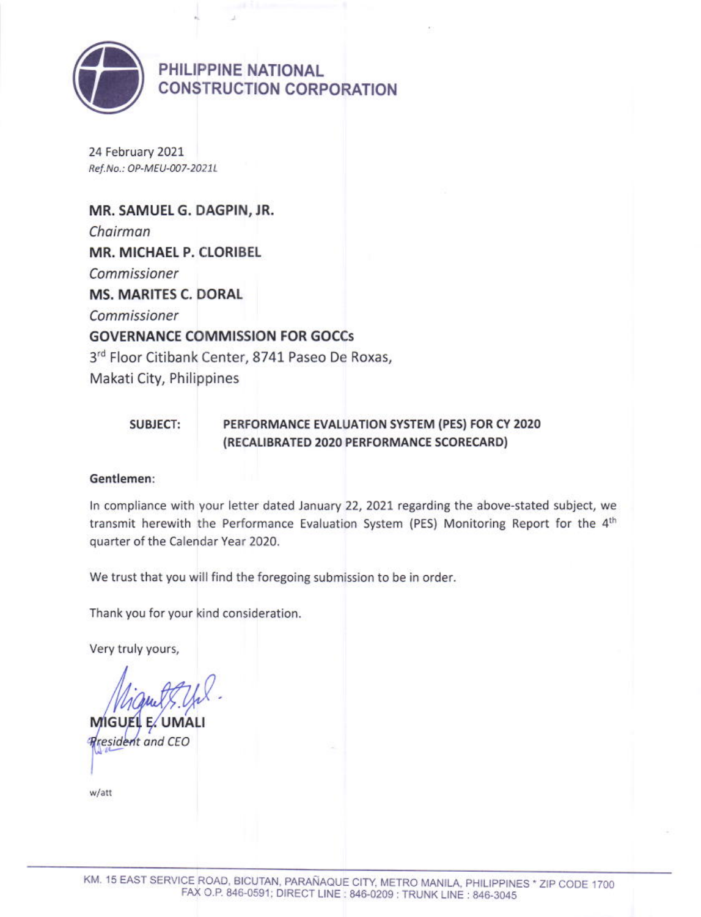# PHILIPPINE NATIONAL CONSTRUCTION CORPORATION

24 February 2021
*Ref.No.: OP-MEU-007-2021L*

**MR. SAMUEL G. DAGPIN, JR.**
*Chairman*
**MR. MICHAEL P. CLORIBEL**
*Commissioner*
**MS. MARITES C. DORAL**
*Commissioner*
**GOVERNANCE COMMISSION FOR GOCCs**
3rd Floor Citibank Center, 8741 Paseo De Roxas,
Makati City, Philippines

**SUBJECT: PERFORMANCE EVALUATION SYSTEM (PES) FOR CY 2020 (RECALIBRATED 2020 PERFORMANCE SCORECARD)**

**Gentlemen**:

In compliance with your letter dated January 22, 2021 regarding the above-stated subject, we transmit herewith the Performance Evaluation System (PES) Monitoring Report for the 4th quarter of the Calendar Year 2020.

We trust that you will find the foregoing submission to be in order.

Thank you for your kind consideration.

Very truly yours,

**MIGUEL E. UMALI**
*President and CEO*

w/att

KM. 15 EAST SERVICE ROAD, BICUTAN, PARAÑAQUE CITY, METRO MANILA, PHILIPPINES * ZIP CODE 1700
FAX O.P. 846-0591; DIRECT LINE : 846-0209 : TRUNK LINE : 846-3045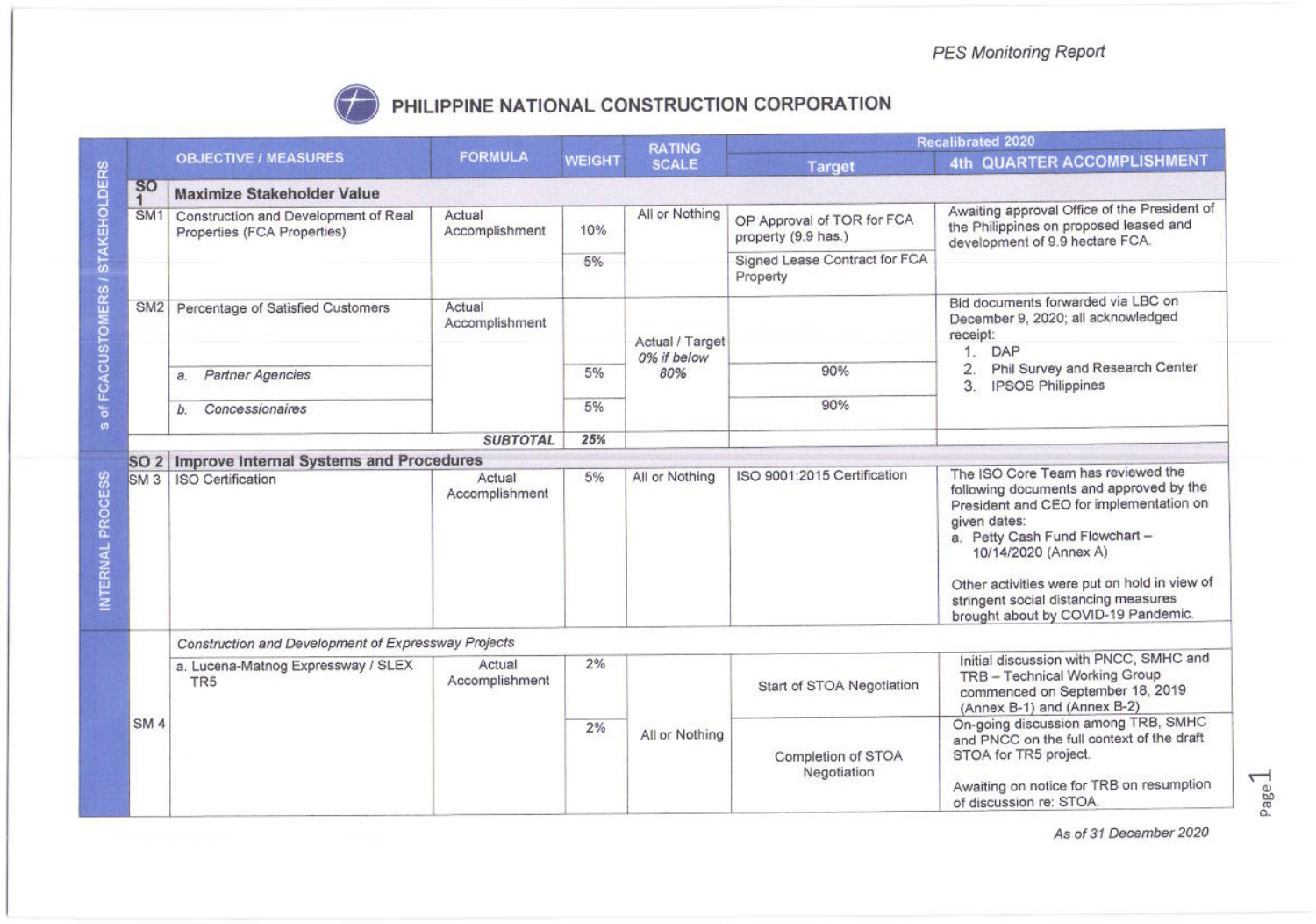# PHILIPPINE NATIONAL CONSTRUCTION CORPORATION

| | | OBJECTIVE / MEASURES | FORMULA | WEIGHT | RATING SCALE | Recalibrated 2020 | |
|---|---|---|---|---|---|---|---|
| | | | | | | Target | 4th QUARTER ACCOMPLISHMENT |
| s of FCACUSTOMERS / STAKEHOLDERS | SO 1 | **Maximize Stakeholder Value** | | | | | |
| | SM1 | Construction and Development of Real Properties (FCA Properties) | Actual Accomplishment | 10% | All or Nothing | OP Approval of TOR for FCA property (9.9 has.) | Awaiting approval Office of the President of the Philippines on proposed leased and development of 9.9 hectare FCA. |
| | | | | 5% | | Signed Lease Contract for FCA Property | |
| | SM2 | Percentage of Satisfied Customers | Actual Accomplishment | | Actual / Target *0% if below 80%* | | Bid documents forwarded via LBC on December 9, 2020; all acknowledged receipt: 1. DAP 2. Phil Survey and Research Center 3. IPSOS Philippines |
| | | *a. Partner Agencies* | | 5% | | 90% | |
| | | *b. Concessionaires* | | 5% | | 90% | |
| | | | ***SUBTOTAL*** | ***25%*** | | | |
| INTERNAL PROCESS | SO 2 | **Improve Internal Systems and Procedures** | | | | | |
| | SM 3 | ISO Certification | Actual Accomplishment | 5% | All or Nothing | ISO 9001:2015 Certification | The ISO Core Team has reviewed the following documents and approved by the President and CEO for implementation on given dates: a. Petty Cash Fund Flowchart – 10/14/2020 (Annex A) Other activities were put on hold in view of stringent social distancing measures brought about by COVID-19 Pandemic. |
| | SM 4 | *Construction and Development of Expressway Projects* | | | | | |
| | | a. Lucena-Matnog Expressway / SLEX TR5 | Actual Accomplishment | 2% | All or Nothing | Start of STOA Negotiation | Initial discussion with PNCC, SMHC and TRB – Technical Working Group commenced on September 18, 2019 (Annex B-1) and (Annex B-2) |
| | | | | 2% | | Completion of STOA Negotiation | On-going discussion among TRB, SMHC and PNCC on the full context of the draft STOA for TR5 project. Awaiting on notice for TRB on resumption of discussion re: STOA. |

*As of 31 December 2020*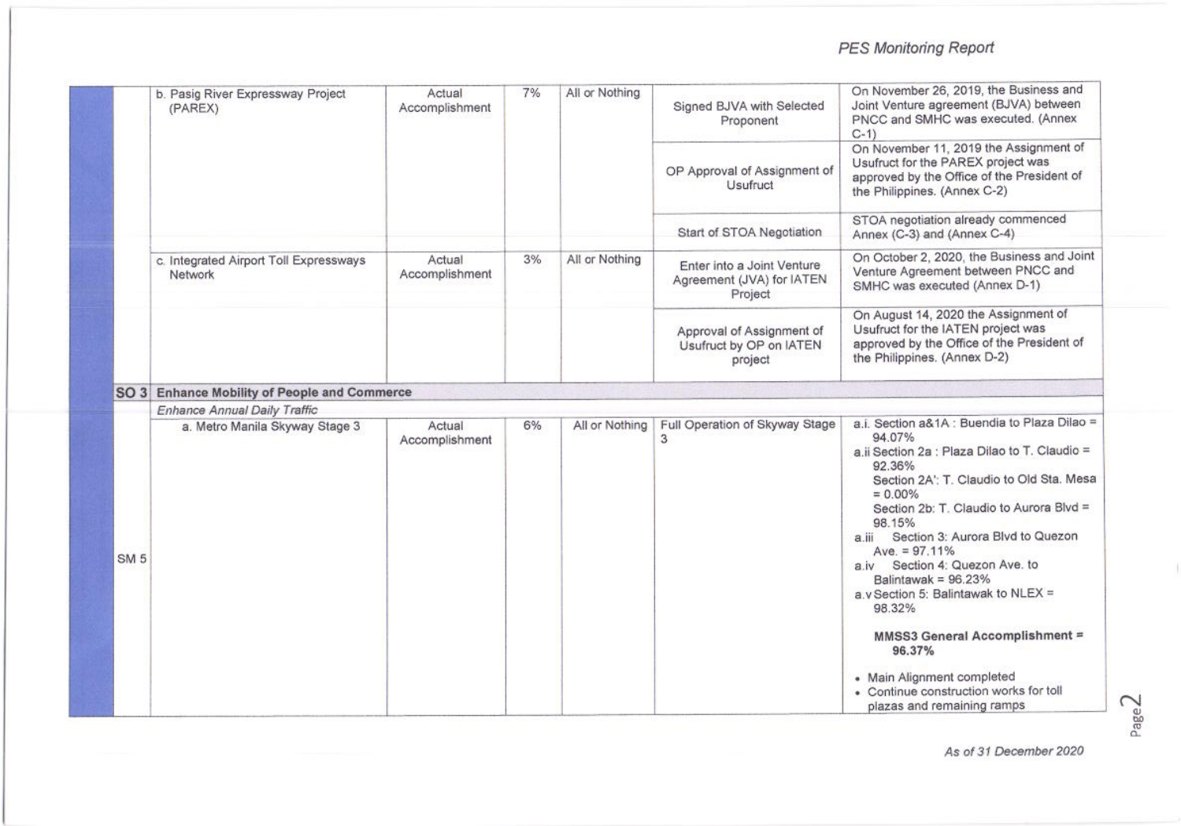| | | | | | | |
|---|---|---|---|---|---|---|
| | | b. Pasig River Expressway Project (PAREX) | Actual Accomplishment | 7% | All or Nothing | Signed BJVA with Selected Proponent | On November 26, 2019, the Business and Joint Venture agreement (BJVA) between PNCC and SMHC was executed. (Annex C-1) |
| | | | | | | OP Approval of Assignment of Usufruct | On November 11, 2019 the Assignment of Usufruct for the PAREX project was approved by the Office of the President of the Philippines. (Annex C-2) |
| | | | | | | Start of STOA Negotiation | STOA negotiation already commenced Annex (C-3) and (Annex C-4) |
| | | c. Integrated Airport Toll Expressways Network | Actual Accomplishment | 3% | All or Nothing | Enter into a Joint Venture Agreement (JVA) for IATEN Project | On October 2, 2020, the Business and Joint Venture Agreement between PNCC and SMHC was executed (Annex D-1) |
| | | | | | | Approval of Assignment of Usufruct by OP on IATEN project | On August 14, 2020 the Assignment of Usufruct for the IATEN project was approved by the Office of the President of the Philippines. (Annex D-2) |
| | **SO 3** | **Enhance Mobility of People and Commerce** | | | | | |
| | | *Enhance Annual Daily Traffic* | | | | | |
| | SM 5 | a. Metro Manila Skyway Stage 3 | Actual Accomplishment | 6% | All or Nothing | Full Operation of Skyway Stage 3 | a.i. Section a&1A : Buendia to Plaza Dilao = 94.07%<br>a.ii Section 2a : Plaza Dilao to T. Claudio = 92.36%<br>Section 2A': T. Claudio to Old Sta. Mesa = 0.00%<br>Section 2b: T. Claudio to Aurora Blvd = 98.15%<br>a.iii Section 3: Aurora Blvd to Quezon Ave. = 97.11%<br>a.iv Section 4: Quezon Ave. to Balintawak = 96.23%<br>a.v Section 5: Balintawak to NLEX = 98.32%<br><br>**MMSS3 General Accomplishment = 96.37%**<br><br>• Main Alignment completed<br>• Continue construction works for toll plazas and remaining ramps |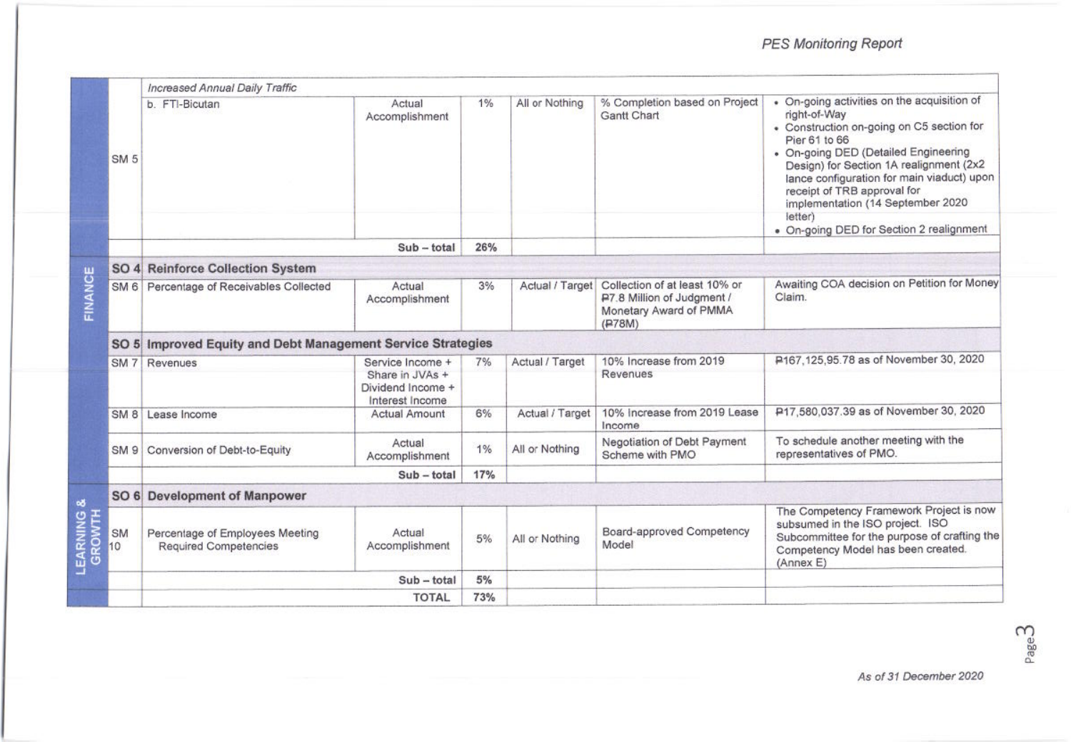| | | | | | | | |
|---|---|---|---|---|---|---|---|
| | | *Increased Annual Daily Traffic* | | | | | |
| | SM 5 | b. FTI-Bicutan | Actual Accomplishment | 1% | All or Nothing | % Completion based on Project Gantt Chart | • On-going activities on the acquisition of right-of-Way<br>• Construction on-going on C5 section for Pier 61 to 66<br>• On-going DED (Detailed Engineering Design) for Section 1A realignment (2x2 lance configuration for main viaduct) upon receipt of TRB approval for implementation (14 September 2020 letter)<br>• On-going DED for Section 2 realignment |
| | | | **Sub – total** | **26%** | | | |
| FINANCE | **SO 4** | **Reinforce Collection System** | | | | | |
| | SM 6 | Percentage of Receivables Collected | Actual Accomplishment | 3% | Actual / Target | Collection of at least 10% or ₱7.8 Million of Judgment / Monetary Award of PMMA (₱78M) | Awaiting COA decision on Petition for Money Claim. |
| | **SO 5** | **Improved Equity and Debt Management Service Strategies** | | | | | |
| | SM 7 | Revenues | Service Income + Share in JVAs + Dividend Income + Interest Income | 7% | Actual / Target | 10% Increase from 2019 Revenues | ₱167,125,95.78 as of November 30, 2020 |
| | SM 8 | Lease Income | Actual Amount | 6% | Actual / Target | 10% Increase from 2019 Lease Income | ₱17,580,037.39 as of November 30, 2020 |
| | SM 9 | Conversion of Debt-to-Equity | Actual Accomplishment | 1% | All or Nothing | Negotiation of Debt Payment Scheme with PMO | To schedule another meeting with the representatives of PMO. |
| | | | **Sub – total** | **17%** | | | |
| LEARNING & GROWTH | **SO 6** | **Development of Manpower** | | | | | |
| | SM 10 | Percentage of Employees Meeting Required Competencies | Actual Accomplishment | 5% | All or Nothing | Board-approved Competency Model | The Competency Framework Project is now subsumed in the ISO project. ISO Subcommittee for the purpose of crafting the Competency Model has been created. (Annex E) |
| | | | **Sub – total** | **5%** | | | |
| | | | **TOTAL** | **73%** | | | |